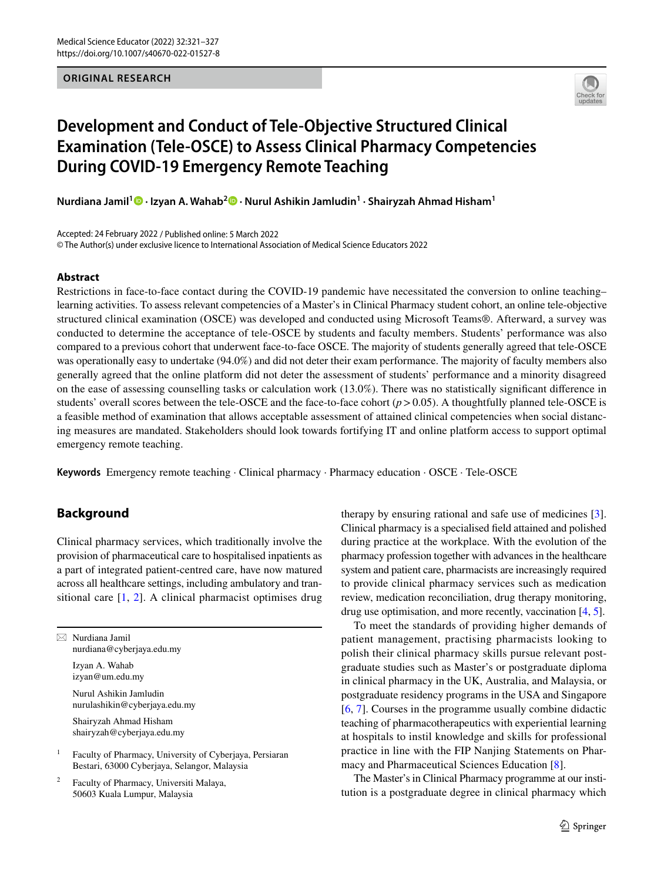ORIGINAL RESEARCH

# Development and Conduct of Tele-Objective Structured Clinical Examination (Tele-OSCE) to Assess Clinical Pharmacy Competencies During COVID-19 Emergency Remote Teaching

**Nurdiana Jamil[1] · Izyan A. Wahab[2] · Nurul Ashikin Jamludin[1] · Shairyzah Ahmad Hisham[1]**

Accepted: 24 February 2022 / Published online: 5 March 2022
© The Author(s) under exclusive licence to International Association of Medical Science Educators 2022

## Abstract

Restrictions in face-to-face contact during the COVID-19 pandemic have necessitated the conversion to online teaching–learning activities. To assess relevant competencies of a Master's in Clinical Pharmacy student cohort, an online tele-objective structured clinical examination (OSCE) was developed and conducted using Microsoft Teams®. Afterward, a survey was conducted to determine the acceptance of tele-OSCE by students and faculty members. Students' performance was also compared to a previous cohort that underwent face-to-face OSCE. The majority of students generally agreed that tele-OSCE was operationally easy to undertake (94.0%) and did not deter their exam performance. The majority of faculty members also generally agreed that the online platform did not deter the assessment of students' performance and a minority disagreed on the ease of assessing counselling tasks or calculation work (13.0%). There was no statistically significant difference in students' overall scores between the tele-OSCE and the face-to-face cohort ($p > 0.05$). A thoughtfully planned tele-OSCE is a feasible method of examination that allows acceptable assessment of attained clinical competencies when social distancing measures are mandated. Stakeholders should look towards fortifying IT and online platform access to support optimal emergency remote teaching.

**Keywords** Emergency remote teaching · Clinical pharmacy · Pharmacy education · OSCE · Tele-OSCE

## Background

Clinical pharmacy services, which traditionally involve the provision of pharmaceutical care to hospitalised inpatients as a part of integrated patient-centred care, have now matured across all healthcare settings, including ambulatory and transitional care [1, 2]. A clinical pharmacist optimises drug therapy by ensuring rational and safe use of medicines [3]. Clinical pharmacy is a specialised field attained and polished during practice at the workplace. With the evolution of the pharmacy profession together with advances in the healthcare system and patient care, pharmacists are increasingly required to provide clinical pharmacy services such as medication review, medication reconciliation, drug therapy monitoring, drug use optimisation, and more recently, vaccination [4, 5].

To meet the standards of providing higher demands of patient management, practising pharmacists looking to polish their clinical pharmacy skills pursue relevant postgraduate studies such as Master's or postgraduate diploma in clinical pharmacy in the UK, Australia, and Malaysia, or postgraduate residency programs in the USA and Singapore [6, 7]. Courses in the programme usually combine didactic teaching of pharmacotherapeutics with experiential learning at hospitals to instil knowledge and skills for professional practice in line with the FIP Nanjing Statements on Pharmacy and Pharmaceutical Sciences Education [8].

The Master's in Clinical Pharmacy programme at our institution is a postgraduate degree in clinical pharmacy which

---

✉ Nurdiana Jamil
nurdiana@cyberjaya.edu.my

Izyan A. Wahab
izyan@um.edu.my

Nurul Ashikin Jamludin
nurulashikin@cyberjaya.edu.my

Shairyzah Ahmad Hisham
shairyzah@cyberjaya.edu.my

1 Faculty of Pharmacy, University of Cyberjaya, Persiaran Bestari, 63000 Cyberjaya, Selangor, Malaysia

2 Faculty of Pharmacy, Universiti Malaya, 50603 Kuala Lumpur, Malaysia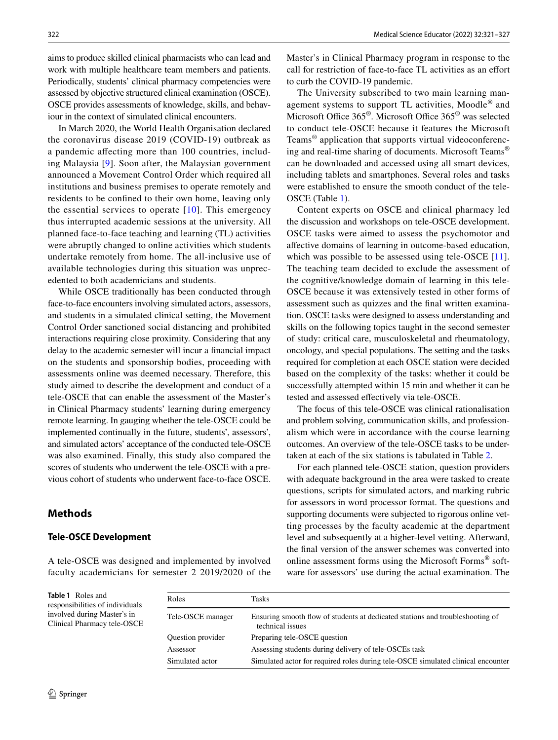aims to produce skilled clinical pharmacists who can lead and work with multiple healthcare team members and patients. Periodically, students' clinical pharmacy competencies were assessed by objective structured clinical examination (OSCE). OSCE provides assessments of knowledge, skills, and behaviour in the context of simulated clinical encounters.

In March 2020, the World Health Organisation declared the coronavirus disease 2019 (COVID-19) outbreak as a pandemic affecting more than 100 countries, including Malaysia [9]. Soon after, the Malaysian government announced a Movement Control Order which required all institutions and business premises to operate remotely and residents to be confined to their own home, leaving only the essential services to operate [10]. This emergency thus interrupted academic sessions at the university. All planned face-to-face teaching and learning (TL) activities were abruptly changed to online activities which students undertake remotely from home. The all-inclusive use of available technologies during this situation was unprecedented to both academicians and students.

While OSCE traditionally has been conducted through face-to-face encounters involving simulated actors, assessors, and students in a simulated clinical setting, the Movement Control Order sanctioned social distancing and prohibited interactions requiring close proximity. Considering that any delay to the academic semester will incur a financial impact on the students and sponsorship bodies, proceeding with assessments online was deemed necessary. Therefore, this study aimed to describe the development and conduct of a tele-OSCE that can enable the assessment of the Master's in Clinical Pharmacy students' learning during emergency remote learning. In gauging whether the tele-OSCE could be implemented continually in the future, students', assessors', and simulated actors' acceptance of the conducted tele-OSCE was also examined. Finally, this study also compared the scores of students who underwent the tele-OSCE with a previous cohort of students who underwent face-to-face OSCE.

## Methods

### Tele-OSCE Development

A tele-OSCE was designed and implemented by involved faculty academicians for semester 2 2019/2020 of the Master's in Clinical Pharmacy program in response to the call for restriction of face-to-face TL activities as an effort to curb the COVID-19 pandemic.

The University subscribed to two main learning management systems to support TL activities, Moodle® and Microsoft Office 365®. Microsoft Office 365® was selected to conduct tele-OSCE because it features the Microsoft Teams® application that supports virtual videoconferencing and real-time sharing of documents. Microsoft Teams® can be downloaded and accessed using all smart devices, including tablets and smartphones. Several roles and tasks were established to ensure the smooth conduct of the tele-OSCE (Table 1).

Content experts on OSCE and clinical pharmacy led the discussion and workshops on tele-OSCE development. OSCE tasks were aimed to assess the psychomotor and affective domains of learning in outcome-based education, which was possible to be assessed using tele-OSCE [11]. The teaching team decided to exclude the assessment of the cognitive/knowledge domain of learning in this tele-OSCE because it was extensively tested in other forms of assessment such as quizzes and the final written examination. OSCE tasks were designed to assess understanding and skills on the following topics taught in the second semester of study: critical care, musculoskeletal and rheumatology, oncology, and special populations. The setting and the tasks required for completion at each OSCE station were decided based on the complexity of the tasks: whether it could be successfully attempted within 15 min and whether it can be tested and assessed effectively via tele-OSCE.

The focus of this tele-OSCE was clinical rationalisation and problem solving, communication skills, and professionalism which were in accordance with the course learning outcomes. An overview of the tele-OSCE tasks to be undertaken at each of the six stations is tabulated in Table 2.

For each planned tele-OSCE station, question providers with adequate background in the area were tasked to create questions, scripts for simulated actors, and marking rubric for assessors in word processor format. The questions and supporting documents were subjected to rigorous online vetting processes by the faculty academic at the department level and subsequently at a higher-level vetting. Afterward, the final version of the answer schemes was converted into online assessment forms using the Microsoft Forms® software for assessors' use during the actual examination. The

**Table 1** Roles and responsibilities of individuals involved during Master's in Clinical Pharmacy tele-OSCE

| Roles | Tasks |
|---|---|
| Tele-OSCE manager | Ensuring smooth flow of students at dedicated stations and troubleshooting of technical issues |
| Question provider | Preparing tele-OSCE question |
| Assessor | Assessing students during delivery of tele-OSCEs task |
| Simulated actor | Simulated actor for required roles during tele-OSCE simulated clinical encounter |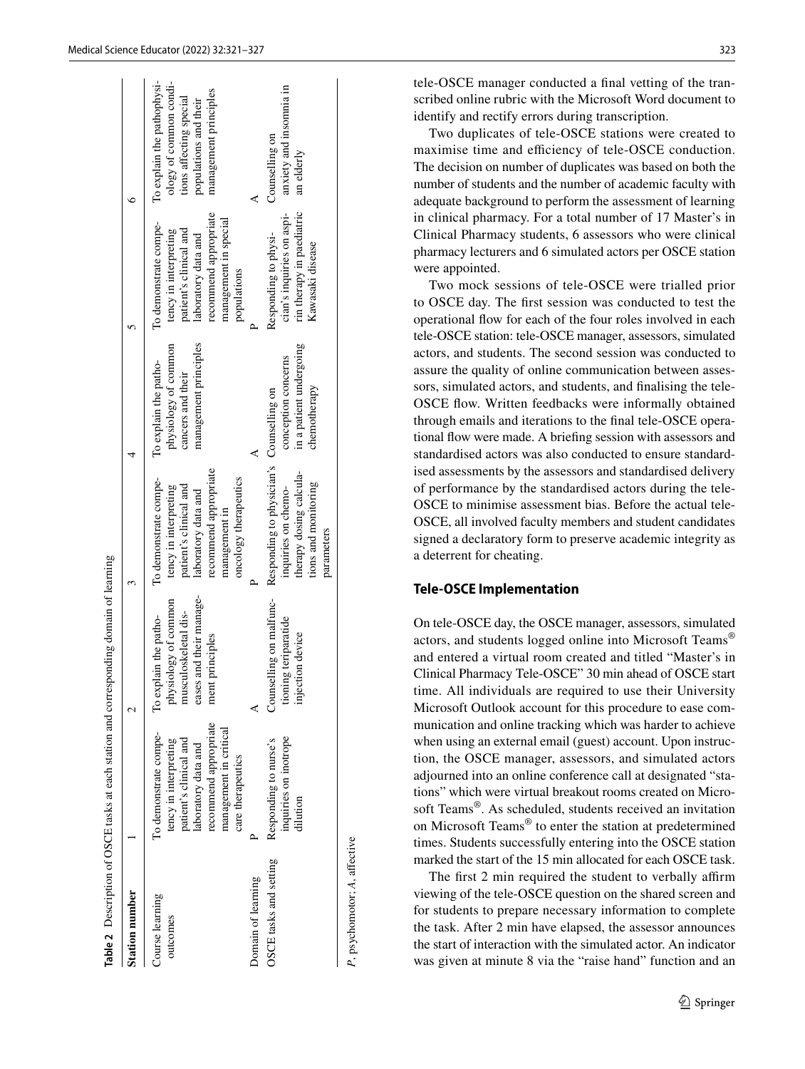**Table 2** Description of OSCE tasks at each station and corresponding domain of learning

| Station number | 1 | 2 | 3 | 4 | 5 | 6 |
|---|---|---|---|---|---|---|
| Course learning outcomes | To demonstrate competency in interpreting patient's clinical and laboratory data and recommend appropriate management in critical care therapeutics | To explain the pathophysiology of common musculoskeletal diseases and their management principles | To demonstrate competency in interpreting patient's clinical and laboratory data and recommend appropriate management in oncology therapeutics | To explain the pathophysiology of common cancers and their management principles | To demonstrate competency in interpreting patient's clinical and laboratory data and recommend appropriate management in special populations | To explain the pathophysiology of common conditions affecting special populations and their management principles |
| Domain of learning | P | A | P | A | P | A |
| OSCE tasks and setting | Responding to nurse's inquiries on inotrope dilution | Counselling on malfunctioning teriparatide injection device | Responding to physician's inquiries on chemotherapy dosing calculations and monitoring parameters | Counselling on conception concerns in a patient undergoing chemotherapy | Responding to physician's inquiries on aspirin therapy in paediatric Kawasaki disease | Counselling on anxiety and insomnia in an elderly |

*P*, psychomotor; *A*, affective

tele-OSCE manager conducted a final vetting of the transcribed online rubric with the Microsoft Word document to identify and rectify errors during transcription.

Two duplicates of tele-OSCE stations were created to maximise time and efficiency of tele-OSCE conduction. The decision on number of duplicates was based on both the number of students and the number of academic faculty with adequate background to perform the assessment of learning in clinical pharmacy. For a total number of 17 Master's in Clinical Pharmacy students, 6 assessors who were clinical pharmacy lecturers and 6 simulated actors per OSCE station were appointed.

Two mock sessions of tele-OSCE were trialled prior to OSCE day. The first session was conducted to test the operational flow for each of the four roles involved in each tele-OSCE station: tele-OSCE manager, assessors, simulated actors, and students. The second session was conducted to assure the quality of online communication between assessors, simulated actors, and students, and finalising the tele-OSCE flow. Written feedbacks were informally obtained through emails and iterations to the final tele-OSCE operational flow were made. A briefing session with assessors and standardised actors was also conducted to ensure standardised assessments by the assessors and standardised delivery of performance by the standardised actors during the tele-OSCE to minimise assessment bias. Before the actual tele-OSCE, all involved faculty members and student candidates signed a declaratory form to preserve academic integrity as a deterrent for cheating.

## Tele-OSCE Implementation

On tele-OSCE day, the OSCE manager, assessors, simulated actors, and students logged online into Microsoft Teams® and entered a virtual room created and titled "Master's in Clinical Pharmacy Tele-OSCE" 30 min ahead of OSCE start time. All individuals are required to use their University Microsoft Outlook account for this procedure to ease communication and online tracking which was harder to achieve when using an external email (guest) account. Upon instruction, the OSCE manager, assessors, and simulated actors adjourned into an online conference call at designated "stations" which were virtual breakout rooms created on Microsoft Teams®. As scheduled, students received an invitation on Microsoft Teams® to enter the station at predetermined times. Students successfully entering into the OSCE station marked the start of the 15 min allocated for each OSCE task.

The first 2 min required the student to verbally affirm viewing of the tele-OSCE question on the shared screen and for students to prepare necessary information to complete the task. After 2 min have elapsed, the assessor announces the start of interaction with the simulated actor. An indicator was given at minute 8 via the "raise hand" function and an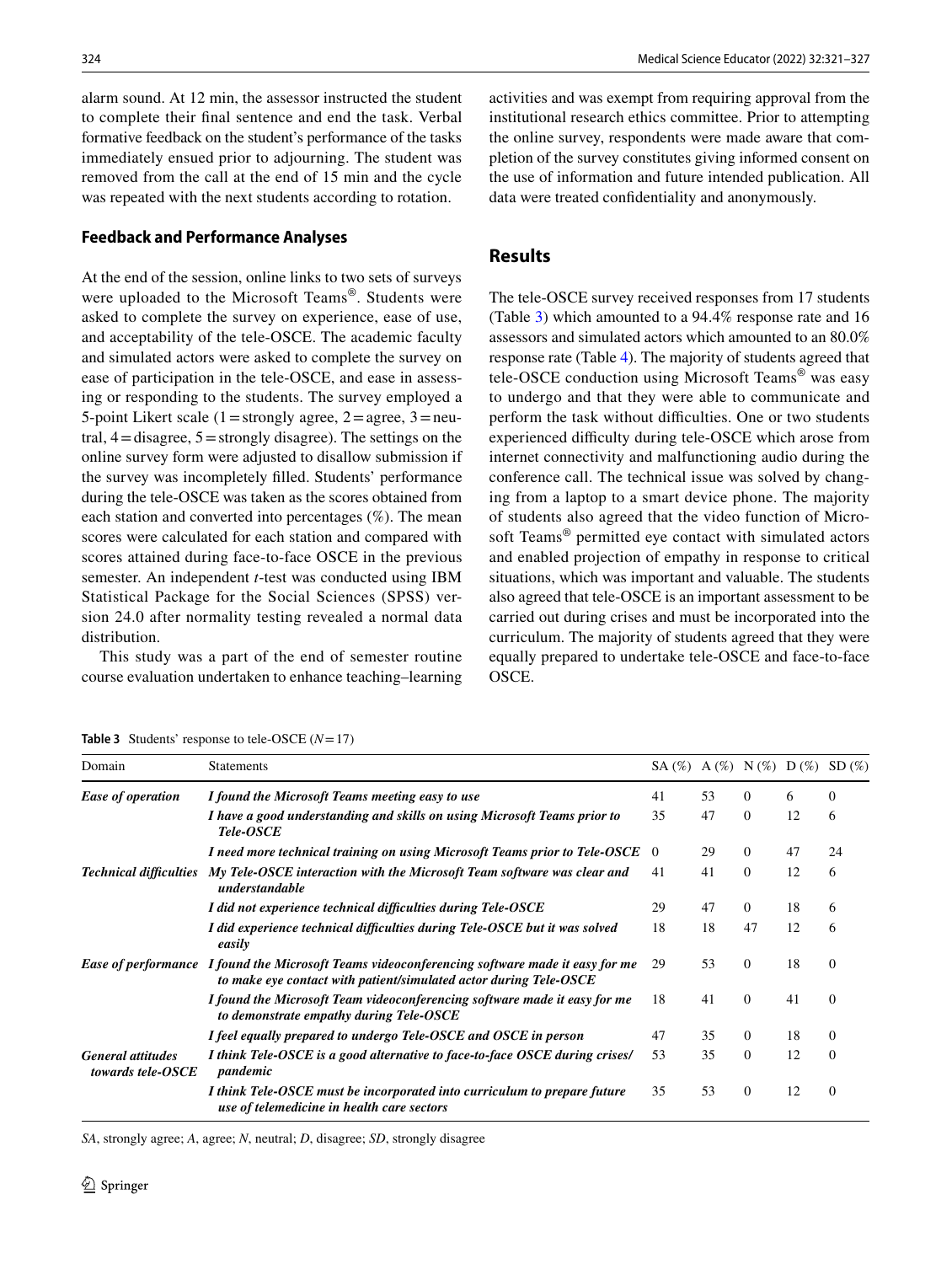alarm sound. At 12 min, the assessor instructed the student to complete their final sentence and end the task. Verbal formative feedback on the student's performance of the tasks immediately ensued prior to adjourning. The student was removed from the call at the end of 15 min and the cycle was repeated with the next students according to rotation.

### Feedback and Performance Analyses

At the end of the session, online links to two sets of surveys were uploaded to the Microsoft Teams®. Students were asked to complete the survey on experience, ease of use, and acceptability of the tele-OSCE. The academic faculty and simulated actors were asked to complete the survey on ease of participation in the tele-OSCE, and ease in assessing or responding to the students. The survey employed a 5-point Likert scale (1 = strongly agree, 2 = agree, 3 = neutral, 4 = disagree, 5 = strongly disagree). The settings on the online survey form were adjusted to disallow submission if the survey was incompletely filled. Students' performance during the tele-OSCE was taken as the scores obtained from each station and converted into percentages (%). The mean scores were calculated for each station and compared with scores attained during face-to-face OSCE in the previous semester. An independent *t*-test was conducted using IBM Statistical Package for the Social Sciences (SPSS) version 24.0 after normality testing revealed a normal data distribution.

This study was a part of the end of semester routine course evaluation undertaken to enhance teaching–learning activities and was exempt from requiring approval from the institutional research ethics committee. Prior to attempting the online survey, respondents were made aware that completion of the survey constitutes giving informed consent on the use of information and future intended publication. All data were treated confidentiality and anonymously.

## Results

The tele-OSCE survey received responses from 17 students (Table 3) which amounted to a 94.4% response rate and 16 assessors and simulated actors which amounted to an 80.0% response rate (Table 4). The majority of students agreed that tele-OSCE conduction using Microsoft Teams® was easy to undergo and that they were able to communicate and perform the task without difficulties. One or two students experienced difficulty during tele-OSCE which arose from internet connectivity and malfunctioning audio during the conference call. The technical issue was solved by changing from a laptop to a smart device phone. The majority of students also agreed that the video function of Microsoft Teams® permitted eye contact with simulated actors and enabled projection of empathy in response to critical situations, which was important and valuable. The students also agreed that tele-OSCE is an important assessment to be carried out during crises and must be incorporated into the curriculum. The majority of students agreed that they were equally prepared to undertake tele-OSCE and face-to-face OSCE.

**Table 3** Students' response to tele-OSCE ($N = 17$)

| Domain | Statements | SA (%) | A (%) | N (%) | D (%) | SD (%) |
|---|---|---|---|---|---|---|
| ***Ease of operation*** | ***I found the Microsoft Teams meeting easy to use*** | 41 | 53 | 0 | 6 | 0 |
| | ***I have a good understanding and skills on using Microsoft Teams prior to Tele-OSCE*** | 35 | 47 | 0 | 12 | 6 |
| | ***I need more technical training on using Microsoft Teams prior to Tele-OSCE*** | 0 | 29 | 0 | 47 | 24 |
| ***Technical difficulties*** | ***My Tele-OSCE interaction with the Microsoft Team software was clear and understandable*** | 41 | 41 | 0 | 12 | 6 |
| | ***I did not experience technical difficulties during Tele-OSCE*** | 29 | 47 | 0 | 18 | 6 |
| | ***I did experience technical difficulties during Tele-OSCE but it was solved easily*** | 18 | 18 | 47 | 12 | 6 |
| ***Ease of performance*** | ***I found the Microsoft Teams videoconferencing software made it easy for me to make eye contact with patient/simulated actor during Tele-OSCE*** | 29 | 53 | 0 | 18 | 0 |
| | ***I found the Microsoft Team videoconferencing software made it easy for me to demonstrate empathy during Tele-OSCE*** | 18 | 41 | 0 | 41 | 0 |
| | ***I feel equally prepared to undergo Tele-OSCE and OSCE in person*** | 47 | 35 | 0 | 18 | 0 |
| ***General attitudes towards tele-OSCE*** | ***I think Tele-OSCE is a good alternative to face-to-face OSCE during crises/pandemic*** | 53 | 35 | 0 | 12 | 0 |
| | ***I think Tele-OSCE must be incorporated into curriculum to prepare future use of telemedicine in health care sectors*** | 35 | 53 | 0 | 12 | 0 |

*SA*, strongly agree; *A*, agree; *N*, neutral; *D*, disagree; *SD*, strongly disagree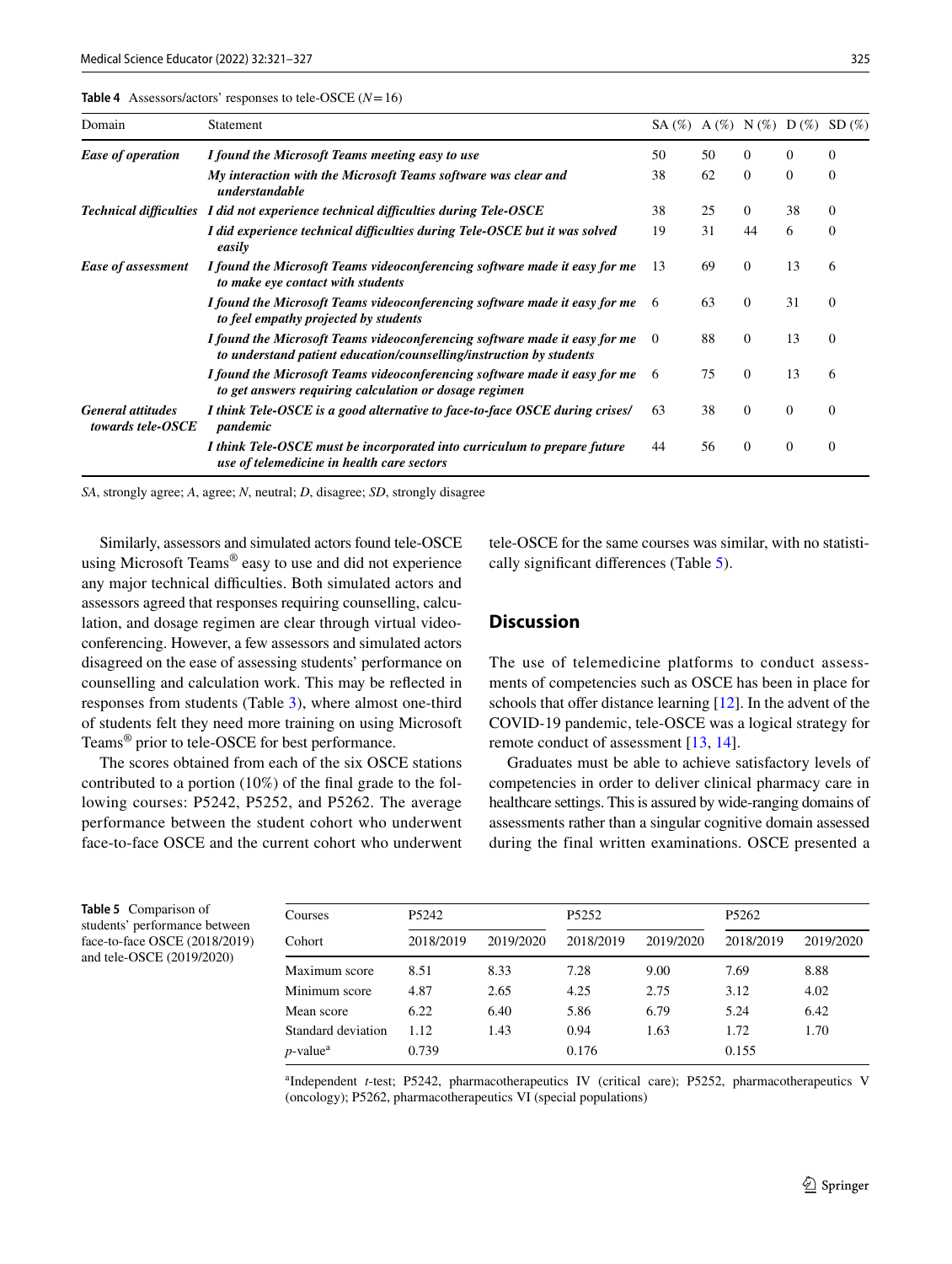**Table 4** Assessors/actors' responses to tele-OSCE ($N = 16$)

| Domain | Statement | SA (%) | A (%) | N (%) | D (%) | SD (%) |
|---|---|---|---|---|---|---|
| ***Ease of operation*** | ***I found the Microsoft Teams meeting easy to use*** | 50 | 50 | 0 | 0 | 0 |
| | ***My interaction with the Microsoft Teams software was clear and understandable*** | 38 | 62 | 0 | 0 | 0 |
| ***Technical difficulties*** | ***I did not experience technical difficulties during Tele-OSCE*** | 38 | 25 | 0 | 38 | 0 |
| | ***I did experience technical difficulties during Tele-OSCE but it was solved easily*** | 19 | 31 | 44 | 6 | 0 |
| ***Ease of assessment*** | ***I found the Microsoft Teams videoconferencing software made it easy for me to make eye contact with students*** | 13 | 69 | 0 | 13 | 6 |
| | ***I found the Microsoft Teams videoconferencing software made it easy for me to feel empathy projected by students*** | 6 | 63 | 0 | 31 | 0 |
| | ***I found the Microsoft Teams videoconferencing software made it easy for me to understand patient education/counselling/instruction by students*** | 0 | 88 | 0 | 13 | 0 |
| | ***I found the Microsoft Teams videoconferencing software made it easy for me to get answers requiring calculation or dosage regimen*** | 6 | 75 | 0 | 13 | 6 |
| ***General attitudes towards tele-OSCE*** | ***I think Tele-OSCE is a good alternative to face-to-face OSCE during crises/ pandemic*** | 63 | 38 | 0 | 0 | 0 |
| | ***I think Tele-OSCE must be incorporated into curriculum to prepare future use of telemedicine in health care sectors*** | 44 | 56 | 0 | 0 | 0 |

*SA*, strongly agree; *A*, agree; *N*, neutral; *D*, disagree; *SD*, strongly disagree

Similarly, assessors and simulated actors found tele-OSCE using Microsoft Teams® easy to use and did not experience any major technical difficulties. Both simulated actors and assessors agreed that responses requiring counselling, calculation, and dosage regimen are clear through virtual videoconferencing. However, a few assessors and simulated actors disagreed on the ease of assessing students' performance on counselling and calculation work. This may be reflected in responses from students (Table 3), where almost one-third of students felt they need more training on using Microsoft Teams® prior to tele-OSCE for best performance.

The scores obtained from each of the six OSCE stations contributed to a portion (10%) of the final grade to the following courses: P5242, P5252, and P5262. The average performance between the student cohort who underwent face-to-face OSCE and the current cohort who underwent tele-OSCE for the same courses was similar, with no statistically significant differences (Table 5).

## Discussion

The use of telemedicine platforms to conduct assessments of competencies such as OSCE has been in place for schools that offer distance learning [12]. In the advent of the COVID-19 pandemic, tele-OSCE was a logical strategy for remote conduct of assessment [13, 14].

Graduates must be able to achieve satisfactory levels of competencies in order to deliver clinical pharmacy care in healthcare settings. This is assured by wide-ranging domains of assessments rather than a singular cognitive domain assessed during the final written examinations. OSCE presented a

**Table 5** Comparison of students' performance between face-to-face OSCE (2018/2019) and tele-OSCE (2019/2020)

| Courses | P5242 | | P5252 | | P5262 | |
|---|---|---|---|---|---|---|
| Cohort | 2018/2019 | 2019/2020 | 2018/2019 | 2019/2020 | 2018/2019 | 2019/2020 |
| Maximum score | 8.51 | 8.33 | 7.28 | 9.00 | 7.69 | 8.88 |
| Minimum score | 4.87 | 2.65 | 4.25 | 2.75 | 3.12 | 4.02 |
| Mean score | 6.22 | 6.40 | 5.86 | 6.79 | 5.24 | 6.42 |
| Standard deviation | 1.12 | 1.43 | 0.94 | 1.63 | 1.72 | 1.70 |
| *p*-value[a] | 0.739 | | 0.176 | | 0.155 | |

[a]Independent *t*-test; P5242, pharmacotherapeutics IV (critical care); P5252, pharmacotherapeutics V (oncology); P5262, pharmacotherapeutics VI (special populations)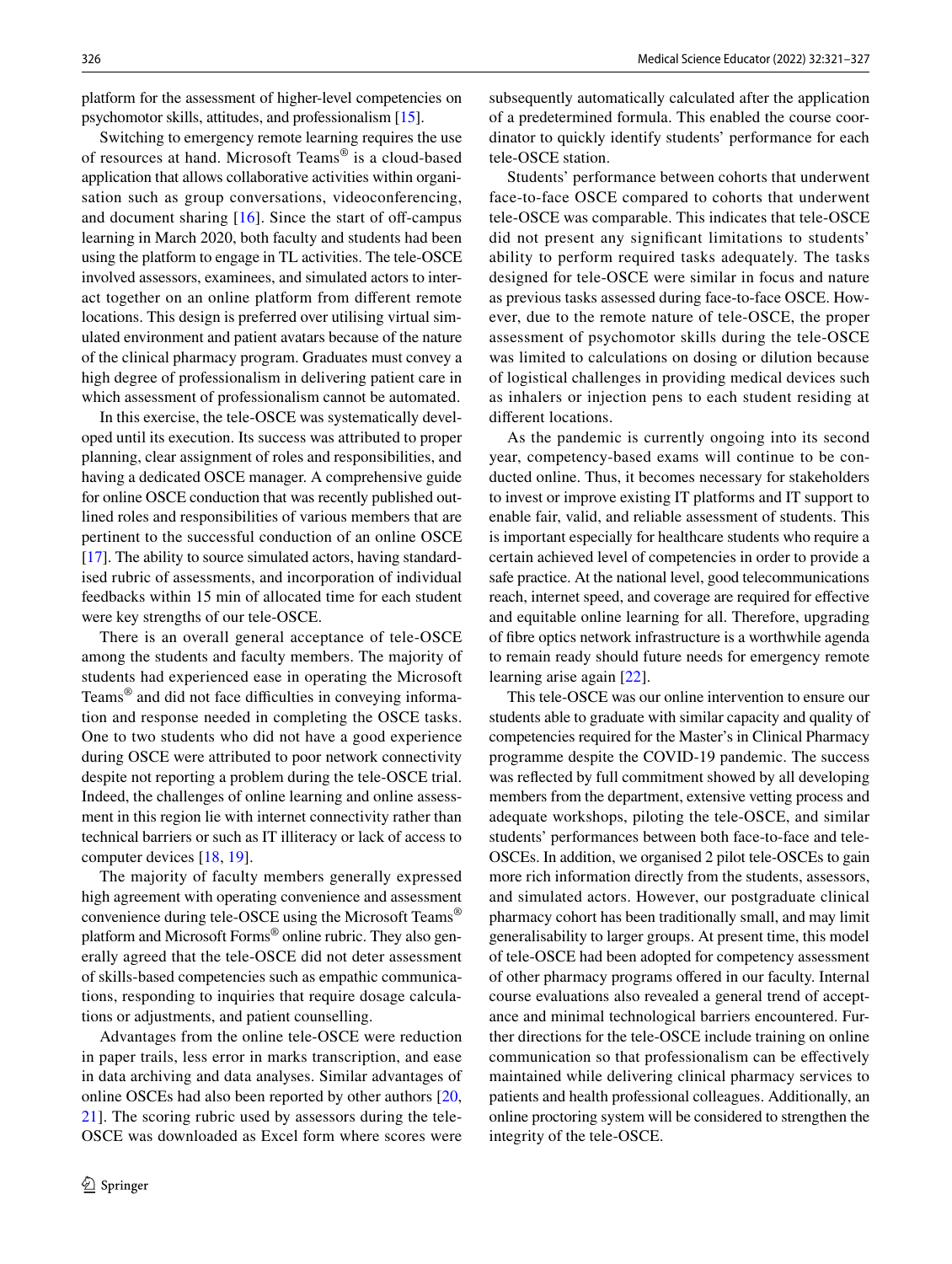platform for the assessment of higher-level competencies on psychomotor skills, attitudes, and professionalism [15].

Switching to emergency remote learning requires the use of resources at hand. Microsoft Teams® is a cloud-based application that allows collaborative activities within organisation such as group conversations, videoconferencing, and document sharing [16]. Since the start of off-campus learning in March 2020, both faculty and students had been using the platform to engage in TL activities. The tele-OSCE involved assessors, examinees, and simulated actors to interact together on an online platform from different remote locations. This design is preferred over utilising virtual simulated environment and patient avatars because of the nature of the clinical pharmacy program. Graduates must convey a high degree of professionalism in delivering patient care in which assessment of professionalism cannot be automated.

In this exercise, the tele-OSCE was systematically developed until its execution. Its success was attributed to proper planning, clear assignment of roles and responsibilities, and having a dedicated OSCE manager. A comprehensive guide for online OSCE conduction that was recently published outlined roles and responsibilities of various members that are pertinent to the successful conduction of an online OSCE [17]. The ability to source simulated actors, having standardised rubric of assessments, and incorporation of individual feedbacks within 15 min of allocated time for each student were key strengths of our tele-OSCE.

There is an overall general acceptance of tele-OSCE among the students and faculty members. The majority of students had experienced ease in operating the Microsoft Teams® and did not face difficulties in conveying information and response needed in completing the OSCE tasks. One to two students who did not have a good experience during OSCE were attributed to poor network connectivity despite not reporting a problem during the tele-OSCE trial. Indeed, the challenges of online learning and online assessment in this region lie with internet connectivity rather than technical barriers or such as IT illiteracy or lack of access to computer devices [18, 19].

The majority of faculty members generally expressed high agreement with operating convenience and assessment convenience during tele-OSCE using the Microsoft Teams® platform and Microsoft Forms® online rubric. They also generally agreed that the tele-OSCE did not deter assessment of skills-based competencies such as empathic communications, responding to inquiries that require dosage calculations or adjustments, and patient counselling.

Advantages from the online tele-OSCE were reduction in paper trails, less error in marks transcription, and ease in data archiving and data analyses. Similar advantages of online OSCEs had also been reported by other authors [20, 21]. The scoring rubric used by assessors during the tele-OSCE was downloaded as Excel form where scores were subsequently automatically calculated after the application of a predetermined formula. This enabled the course coordinator to quickly identify students' performance for each tele-OSCE station.

Students' performance between cohorts that underwent face-to-face OSCE compared to cohorts that underwent tele-OSCE was comparable. This indicates that tele-OSCE did not present any significant limitations to students' ability to perform required tasks adequately. The tasks designed for tele-OSCE were similar in focus and nature as previous tasks assessed during face-to-face OSCE. However, due to the remote nature of tele-OSCE, the proper assessment of psychomotor skills during the tele-OSCE was limited to calculations on dosing or dilution because of logistical challenges in providing medical devices such as inhalers or injection pens to each student residing at different locations.

As the pandemic is currently ongoing into its second year, competency-based exams will continue to be conducted online. Thus, it becomes necessary for stakeholders to invest or improve existing IT platforms and IT support to enable fair, valid, and reliable assessment of students. This is important especially for healthcare students who require a certain achieved level of competencies in order to provide a safe practice. At the national level, good telecommunications reach, internet speed, and coverage are required for effective and equitable online learning for all. Therefore, upgrading of fibre optics network infrastructure is a worthwhile agenda to remain ready should future needs for emergency remote learning arise again [22].

This tele-OSCE was our online intervention to ensure our students able to graduate with similar capacity and quality of competencies required for the Master's in Clinical Pharmacy programme despite the COVID-19 pandemic. The success was reflected by full commitment showed by all developing members from the department, extensive vetting process and adequate workshops, piloting the tele-OSCE, and similar students' performances between both face-to-face and tele-OSCEs. In addition, we organised 2 pilot tele-OSCEs to gain more rich information directly from the students, assessors, and simulated actors. However, our postgraduate clinical pharmacy cohort has been traditionally small, and may limit generalisability to larger groups. At present time, this model of tele-OSCE had been adopted for competency assessment of other pharmacy programs offered in our faculty. Internal course evaluations also revealed a general trend of acceptance and minimal technological barriers encountered. Further directions for the tele-OSCE include training on online communication so that professionalism can be effectively maintained while delivering clinical pharmacy services to patients and health professional colleagues. Additionally, an online proctoring system will be considered to strengthen the integrity of the tele-OSCE.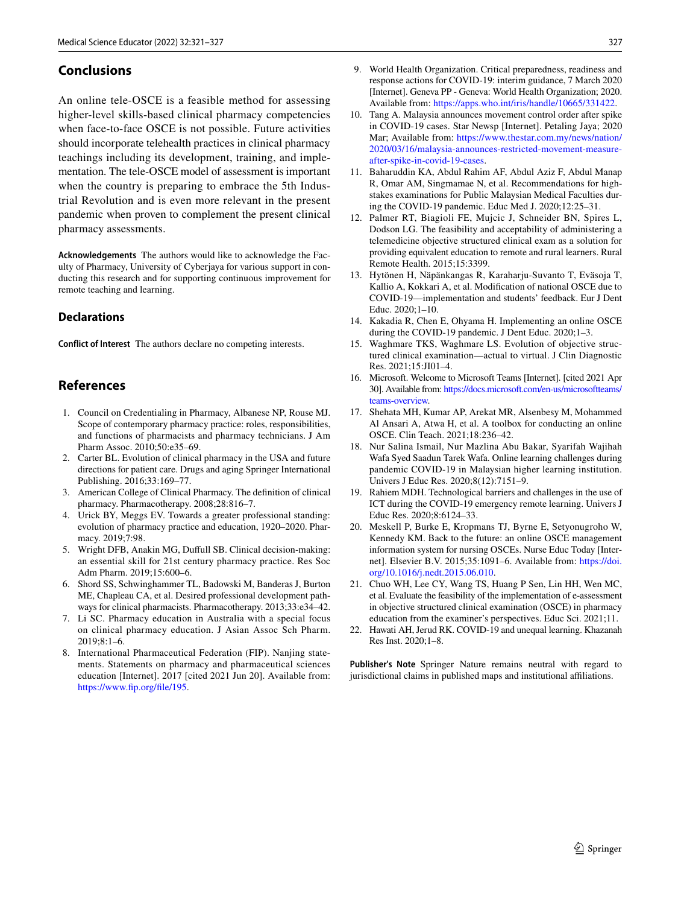## Conclusions

An online tele-OSCE is a feasible method for assessing higher-level skills-based clinical pharmacy competencies when face-to-face OSCE is not possible. Future activities should incorporate telehealth practices in clinical pharmacy teachings including its development, training, and implementation. The tele-OSCE model of assessment is important when the country is preparing to embrace the 5th Industrial Revolution and is even more relevant in the present pandemic when proven to complement the present clinical pharmacy assessments.

**Acknowledgements** The authors would like to acknowledge the Faculty of Pharmacy, University of Cyberjaya for various support in conducting this research and for supporting continuous improvement for remote teaching and learning.

## Declarations

**Conflict of Interest** The authors declare no competing interests.

## References

1. Council on Credentialing in Pharmacy, Albanese NP, Rouse MJ. Scope of contemporary pharmacy practice: roles, responsibilities, and functions of pharmacists and pharmacy technicians. J Am Pharm Assoc. 2010;50:e35–69.
2. Carter BL. Evolution of clinical pharmacy in the USA and future directions for patient care. Drugs and aging Springer International Publishing. 2016;33:169–77.
3. American College of Clinical Pharmacy. The definition of clinical pharmacy. Pharmacotherapy. 2008;28:816–7.
4. Urick BY, Meggs EV. Towards a greater professional standing: evolution of pharmacy practice and education, 1920–2020. Pharmacy. 2019;7:98.
5. Wright DFB, Anakin MG, Duffull SB. Clinical decision-making: an essential skill for 21st century pharmacy practice. Res Soc Adm Pharm. 2019;15:600–6.
6. Shord SS, Schwinghammer TL, Badowski M, Banderas J, Burton ME, Chapleau CA, et al. Desired professional development pathways for clinical pharmacists. Pharmacotherapy. 2013;33:e34–42.
7. Li SC. Pharmacy education in Australia with a special focus on clinical pharmacy education. J Asian Assoc Sch Pharm. 2019;8:1–6.
8. International Pharmaceutical Federation (FIP). Nanjing statements. Statements on pharmacy and pharmaceutical sciences education [Internet]. 2017 [cited 2021 Jun 20]. Available from: https://www.fip.org/file/195.
9. World Health Organization. Critical preparedness, readiness and response actions for COVID-19: interim guidance, 7 March 2020 [Internet]. Geneva PP - Geneva: World Health Organization; 2020. Available from: https://apps.who.int/iris/handle/10665/331422.
10. Tang A. Malaysia announces movement control order after spike in COVID-19 cases. Star Newsp [Internet]. Petaling Jaya; 2020 Mar; Available from: https://www.thestar.com.my/news/nation/2020/03/16/malaysia-announces-restricted-movement-measure-after-spike-in-covid-19-cases.
11. Baharuddin KA, Abdul Rahim AF, Abdul Aziz F, Abdul Manap R, Omar AM, Singmamae N, et al. Recommendations for high-stakes examinations for Public Malaysian Medical Faculties during the COVID-19 pandemic. Educ Med J. 2020;12:25–31.
12. Palmer RT, Biagioli FE, Mujcic J, Schneider BN, Spires L, Dodson LG. The feasibility and acceptability of administering a telemedicine objective structured clinical exam as a solution for providing equivalent education to remote and rural learners. Rural Remote Health. 2015;15:3399.
13. Hytönen H, Näpänkangas R, Karaharju-Suvanto T, Eväsoja T, Kallio A, Kokkari A, et al. Modification of national OSCE due to COVID-19—implementation and students' feedback. Eur J Dent Educ. 2020;1–10.
14. Kakadia R, Chen E, Ohyama H. Implementing an online OSCE during the COVID-19 pandemic. J Dent Educ. 2020;1–3.
15. Waghmare TKS, Waghmare LS. Evolution of objective structured clinical examination—actual to virtual. J Clin Diagnostic Res. 2021;15:JI01–4.
16. Microsoft. Welcome to Microsoft Teams [Internet]. [cited 2021 Apr 30]. Available from: https://docs.microsoft.com/en-us/microsoftteams/teams-overview.
17. Shehata MH, Kumar AP, Arekat MR, Alsenbesy M, Mohammed Al Ansari A, Atwa H, et al. A toolbox for conducting an online OSCE. Clin Teach. 2021;18:236–42.
18. Nur Salina Ismail, Nur Mazlina Abu Bakar, Syarifah Wajihah Wafa Syed Saadun Tarek Wafa. Online learning challenges during pandemic COVID-19 in Malaysian higher learning institution. Univers J Educ Res. 2020;8(12):7151–9.
19. Rahiem MDH. Technological barriers and challenges in the use of ICT during the COVID-19 emergency remote learning. Univers J Educ Res. 2020;8:6124–33.
20. Meskell P, Burke E, Kropmans TJ, Byrne E, Setyonugroho W, Kennedy KM. Back to the future: an online OSCE management information system for nursing OSCEs. Nurse Educ Today [Internet]. Elsevier B.V. 2015;35:1091–6. Available from: https://doi.org/10.1016/j.nedt.2015.06.010.
21. Chuo WH, Lee CY, Wang TS, Huang P Sen, Lin HH, Wen MC, et al. Evaluate the feasibility of the implementation of e-assessment in objective structured clinical examination (OSCE) in pharmacy education from the examiner's perspectives. Educ Sci. 2021;11.
22. Hawati AH, Jerud RK. COVID-19 and unequal learning. Khazanah Res Inst. 2020;1–8.

**Publisher's Note** Springer Nature remains neutral with regard to jurisdictional claims in published maps and institutional affiliations.